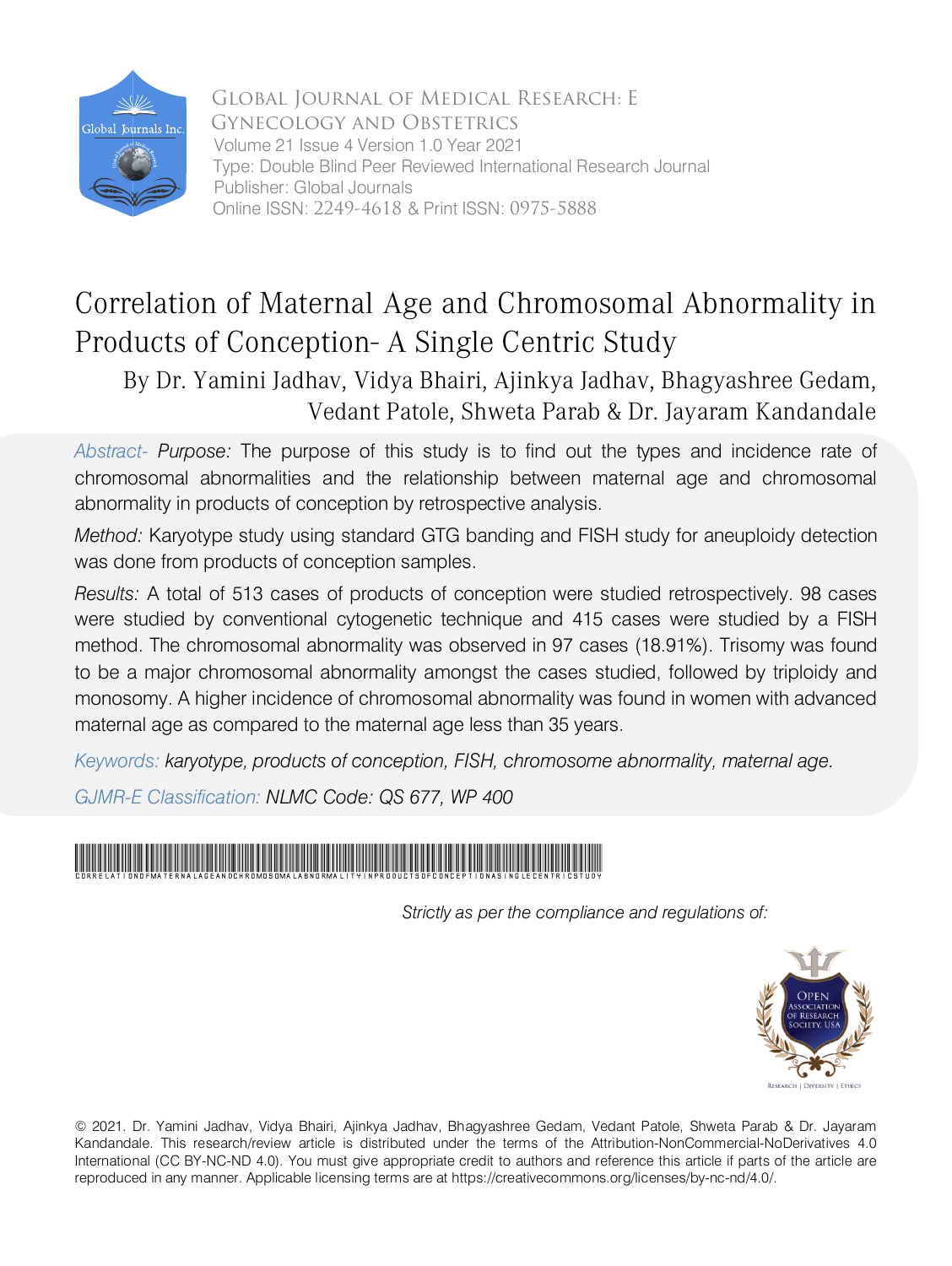Global Journal of Medical Research: E
Gynecology and Obstetrics
Volume 21 Issue 4 Version 1.0 Year 2021
Type: Double Blind Peer Reviewed International Research Journal
Publisher: Global Journals
Online ISSN: 2249-4618 & Print ISSN: 0975-5888

# Correlation of Maternal Age and Chromosomal Abnormality in Products of Conception- A Single Centric Study

By Dr. Yamini Jadhav, Vidya Bhairi, Ajinkya Jadhav, Bhagyashree Gedam, Vedant Patole, Shweta Parab & Dr. Jayaram Kandandale

*Abstract- Purpose:* The purpose of this study is to find out the types and incidence rate of chromosomal abnormalities and the relationship between maternal age and chromosomal abnormality in products of conception by retrospective analysis.

*Method:* Karyotype study using standard GTG banding and FISH study for aneuploidy detection was done from products of conception samples.

*Results:* A total of 513 cases of products of conception were studied retrospectively. 98 cases were studied by conventional cytogenetic technique and 415 cases were studied by a FISH method. The chromosomal abnormality was observed in 97 cases (18.91%). Trisomy was found to be a major chromosomal abnormality amongst the cases studied, followed by triploidy and monosomy. A higher incidence of chromosomal abnormality was found in women with advanced maternal age as compared to the maternal age less than 35 years.

*Keywords: karyotype, products of conception, FISH, chromosome abnormality, maternal age.*

*GJMR-E Classification: NLMC Code: QS 677, WP 400*

*Strictly as per the compliance and regulations of:*

© 2021. Dr. Yamini Jadhav, Vidya Bhairi, Ajinkya Jadhav, Bhagyashree Gedam, Vedant Patole, Shweta Parab & Dr. Jayaram Kandandale. This research/review article is distributed under the terms of the Attribution-NonCommercial-NoDerivatives 4.0 International (CC BY-NC-ND 4.0). You must give appropriate credit to authors and reference this article if parts of the article are reproduced in any manner. Applicable licensing terms are at https://creativecommons.org/licenses/by-nc-nd/4.0/.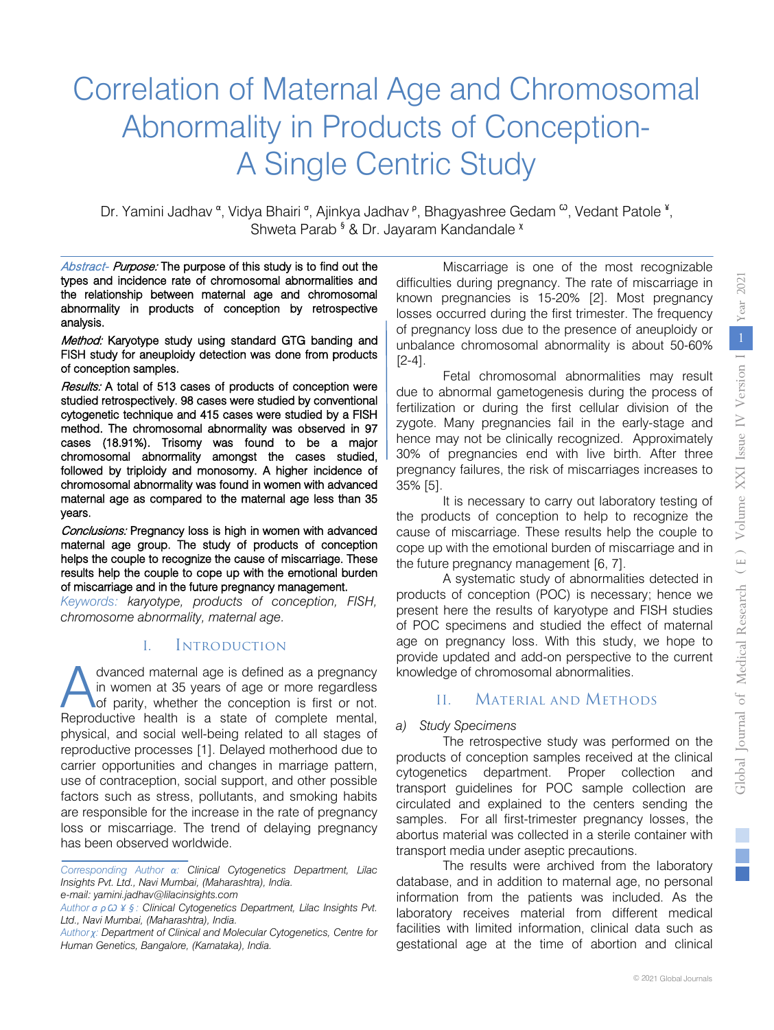# Correlation of Maternal Age and Chromosomal Abnormality in Products of Conception- A Single Centric Study

Dr. Yamini Jadhav [α], Vidya Bhairi [σ], Ajinkya Jadhav [ρ], Bhagyashree Gedam [Ѡ], Vedant Patole [¥], Shweta Parab [§] & Dr. Jayaram Kandandale [χ]

*Abstract- Purpose:* The purpose of this study is to find out the types and incidence rate of chromosomal abnormalities and the relationship between maternal age and chromosomal abnormality in products of conception by retrospective analysis.

*Method:* Karyotype study using standard GTG banding and FISH study for aneuploidy detection was done from products of conception samples.

*Results:* A total of 513 cases of products of conception were studied retrospectively. 98 cases were studied by conventional cytogenetic technique and 415 cases were studied by a FISH method. The chromosomal abnormality was observed in 97 cases (18.91%). Trisomy was found to be a major chromosomal abnormality amongst the cases studied, followed by triploidy and monosomy. A higher incidence of chromosomal abnormality was found in women with advanced maternal age as compared to the maternal age less than 35 years.

*Conclusions:* Pregnancy loss is high in women with advanced maternal age group. The study of products of conception helps the couple to recognize the cause of miscarriage. These results help the couple to cope up with the emotional burden of miscarriage and in the future pregnancy management.

*Keywords: karyotype, products of conception, FISH, chromosome abnormality, maternal age.*

## I. Introduction

Advanced maternal age is defined as a pregnancy in women at 35 years of age or more regardless of parity, whether the conception is first or not. Reproductive health is a state of complete mental, physical, and social well-being related to all stages of reproductive processes [1]. Delayed motherhood due to carrier opportunities and changes in marriage pattern, use of contraception, social support, and other possible factors such as stress, pollutants, and smoking habits are responsible for the increase in the rate of pregnancy loss or miscarriage. The trend of delaying pregnancy has been observed worldwide.

Miscarriage is one of the most recognizable difficulties during pregnancy. The rate of miscarriage in known pregnancies is 15-20% [2]. Most pregnancy losses occurred during the first trimester. The frequency of pregnancy loss due to the presence of aneuploidy or unbalance chromosomal abnormality is about 50-60% [2-4].

Fetal chromosomal abnormalities may result due to abnormal gametogenesis during the process of fertilization or during the first cellular division of the zygote. Many pregnancies fail in the early-stage and hence may not be clinically recognized. Approximately 30% of pregnancies end with live birth. After three pregnancy failures, the risk of miscarriages increases to 35% [5].

It is necessary to carry out laboratory testing of the products of conception to help to recognize the cause of miscarriage. These results help the couple to cope up with the emotional burden of miscarriage and in the future pregnancy management [6, 7].

A systematic study of abnormalities detected in products of conception (POC) is necessary; hence we present here the results of karyotype and FISH studies of POC specimens and studied the effect of maternal age on pregnancy loss. With this study, we hope to provide updated and add-on perspective to the current knowledge of chromosomal abnormalities.

## II. Material and Methods

*a) Study Specimens*

The retrospective study was performed on the products of conception samples received at the clinical cytogenetics department. Proper collection and transport guidelines for POC sample collection are circulated and explained to the centers sending the samples. For all first-trimester pregnancy losses, the abortus material was collected in a sterile container with transport media under aseptic precautions.

The results were archived from the laboratory database, and in addition to maternal age, no personal information from the patients was included. As the laboratory receives material from different medical facilities with limited information, clinical data such as gestational age at the time of abortion and clinical

*Corresponding Author α: Clinical Cytogenetics Department, Lilac Insights Pvt. Ltd., Navi Mumbai, (Maharashtra), India.*
*e-mail: yamini.jadhav@lilacinsights.com*

*Author σ ρ Ѡ ¥ §: Clinical Cytogenetics Department, Lilac Insights Pvt. Ltd., Navi Mumbai, (Maharashtra), India.*

*Author χ: Department of Clinical and Molecular Cytogenetics, Centre for Human Genetics, Bangalore, (Karnataka), India.*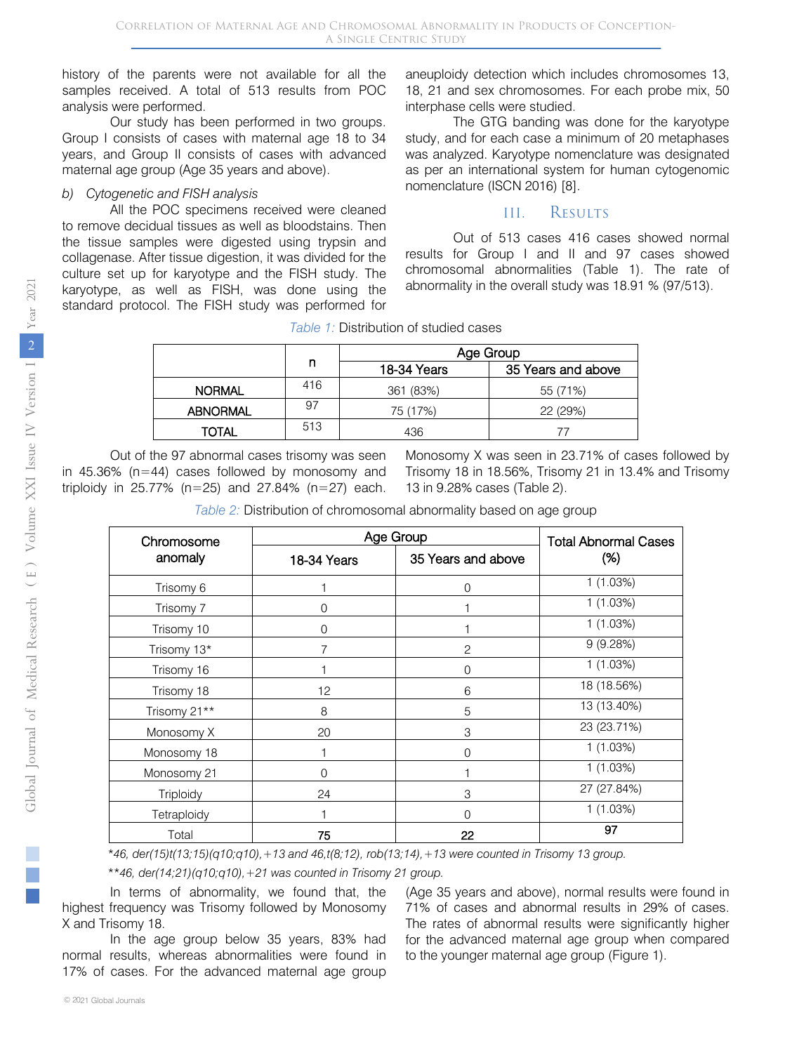history of the parents were not available for all the samples received. A total of 513 results from POC analysis were performed.

Our study has been performed in two groups. Group I consists of cases with maternal age 18 to 34 years, and Group II consists of cases with advanced maternal age group (Age 35 years and above).

*b) Cytogenetic and FISH analysis*

All the POC specimens received were cleaned to remove decidual tissues as well as bloodstains. Then the tissue samples were digested using trypsin and collagenase. After tissue digestion, it was divided for the culture set up for karyotype and the FISH study. The karyotype, as well as FISH, was done using the standard protocol. The FISH study was performed for aneuploidy detection which includes chromosomes 13, 18, 21 and sex chromosomes. For each probe mix, 50 interphase cells were studied.

The GTG banding was done for the karyotype study, and for each case a minimum of 20 metaphases was analyzed. Karyotype nomenclature was designated as per an international system for human cytogenomic nomenclature (ISCN 2016) [8].

## III. Results

Out of 513 cases 416 cases showed normal results for Group I and II and 97 cases showed chromosomal abnormalities (Table 1). The rate of abnormality in the overall study was 18.91 % (97/513).

*Table 1:* Distribution of studied cases

| | n | Age Group | |
|---|---|---|---|
| | | 18-34 Years | 35 Years and above |
| NORMAL | 416 | 361 (83%) | 55 (71%) |
| ABNORMAL | 97 | 75 (17%) | 22 (29%) |
| TOTAL | 513 | 436 | 77 |

Out of the 97 abnormal cases trisomy was seen in 45.36% (n=44) cases followed by monosomy and triploidy in 25.77% (n=25) and 27.84% (n=27) each. Monosomy X was seen in 23.71% of cases followed by Trisomy 18 in 18.56%, Trisomy 21 in 13.4% and Trisomy 13 in 9.28% cases (Table 2).

*Table 2:* Distribution of chromosomal abnormality based on age group

| Chromosome anomaly | Age Group | | Total Abnormal Cases (%) |
|---|---|---|---|
| | 18-34 Years | 35 Years and above | |
| Trisomy 6 | 1 | 0 | 1 (1.03%) |
| Trisomy 7 | 0 | 1 | 1 (1.03%) |
| Trisomy 10 | 0 | 1 | 1 (1.03%) |
| Trisomy 13* | 7 | 2 | 9 (9.28%) |
| Trisomy 16 | 1 | 0 | 1 (1.03%) |
| Trisomy 18 | 12 | 6 | 18 (18.56%) |
| Trisomy 21** | 8 | 5 | 13 (13.40%) |
| Monosomy X | 20 | 3 | 23 (23.71%) |
| Monosomy 18 | 1 | 0 | 1 (1.03%) |
| Monosomy 21 | 0 | 1 | 1 (1.03%) |
| Triploidy | 24 | 3 | 27 (27.84%) |
| Tetraploidy | 1 | 0 | 1 (1.03%) |
| Total | **75** | **22** | **97** |

*46, der(15)t(13;15)(q10;q10),+13 and 46,t(8;12), rob(13;14),+13 were counted in Trisomy 13 group.

**46, der(14;21)(q10;q10),+21 was counted in Trisomy 21 group.

In terms of abnormality, we found that, the highest frequency was Trisomy followed by Monosomy X and Trisomy 18.

In the age group below 35 years, 83% had normal results, whereas abnormalities were found in 17% of cases. For the advanced maternal age group (Age 35 years and above), normal results were found in 71% of cases and abnormal results in 29% of cases. The rates of abnormal results were significantly higher for the advanced maternal age group when compared to the younger maternal age group (Figure 1).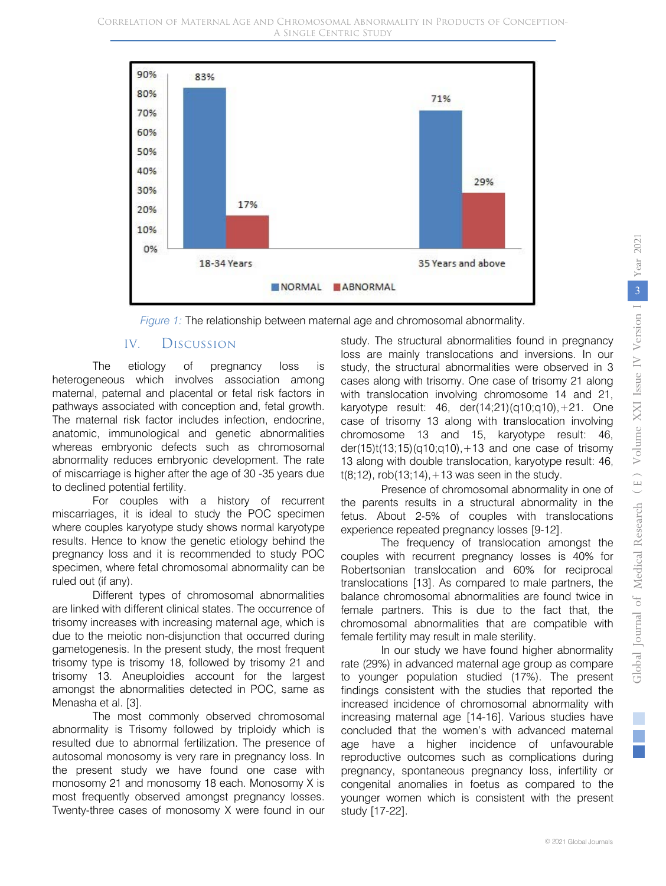*Figure 1:* The relationship between maternal age and chromosomal abnormality.

## IV. Discussion

The etiology of pregnancy loss is heterogeneous which involves association among maternal, paternal and placental or fetal risk factors in pathways associated with conception and, fetal growth. The maternal risk factor includes infection, endocrine, anatomic, immunological and genetic abnormalities whereas embryonic defects such as chromosomal abnormality reduces embryonic development. The rate of miscarriage is higher after the age of 30 -35 years due to declined potential fertility.

For couples with a history of recurrent miscarriages, it is ideal to study the POC specimen where couples karyotype study shows normal karyotype results. Hence to know the genetic etiology behind the pregnancy loss and it is recommended to study POC specimen, where fetal chromosomal abnormality can be ruled out (if any).

Different types of chromosomal abnormalities are linked with different clinical states. The occurrence of trisomy increases with increasing maternal age, which is due to the meiotic non-disjunction that occurred during gametogenesis. In the present study, the most frequent trisomy type is trisomy 18, followed by trisomy 21 and trisomy 13. Aneuploidies account for the largest amongst the abnormalities detected in POC, same as Menasha et al. [3].

The most commonly observed chromosomal abnormality is Trisomy followed by triploidy which is resulted due to abnormal fertilization. The presence of autosomal monosomy is very rare in pregnancy loss. In the present study we have found one case with monosomy 21 and monosomy 18 each. Monosomy X is most frequently observed amongst pregnancy losses. Twenty-three cases of monosomy X were found in our study. The structural abnormalities found in pregnancy loss are mainly translocations and inversions. In our study, the structural abnormalities were observed in 3 cases along with trisomy. One case of trisomy 21 along with translocation involving chromosome 14 and 21, karyotype result: 46, der(14;21)(q10;q10),+21. One case of trisomy 13 along with translocation involving chromosome 13 and 15, karyotype result: 46, der(15)t(13;15)(q10;q10),+13 and one case of trisomy 13 along with double translocation, karyotype result: 46, t(8;12), rob(13;14),+13 was seen in the study.

Presence of chromosomal abnormality in one of the parents results in a structural abnormality in the fetus. About 2-5% of couples with translocations experience repeated pregnancy losses [9-12].

The frequency of translocation amongst the couples with recurrent pregnancy losses is 40% for Robertsonian translocation and 60% for reciprocal translocations [13]. As compared to male partners, the balance chromosomal abnormalities are found twice in female partners. This is due to the fact that, the chromosomal abnormalities that are compatible with female fertility may result in male sterility.

In our study we have found higher abnormality rate (29%) in advanced maternal age group as compare to younger population studied (17%). The present findings consistent with the studies that reported the increased incidence of chromosomal abnormality with increasing maternal age [14-16]. Various studies have concluded that the women's with advanced maternal age have a higher incidence of unfavourable reproductive outcomes such as complications during pregnancy, spontaneous pregnancy loss, infertility or congenital anomalies in foetus as compared to the younger women which is consistent with the present study [17-22].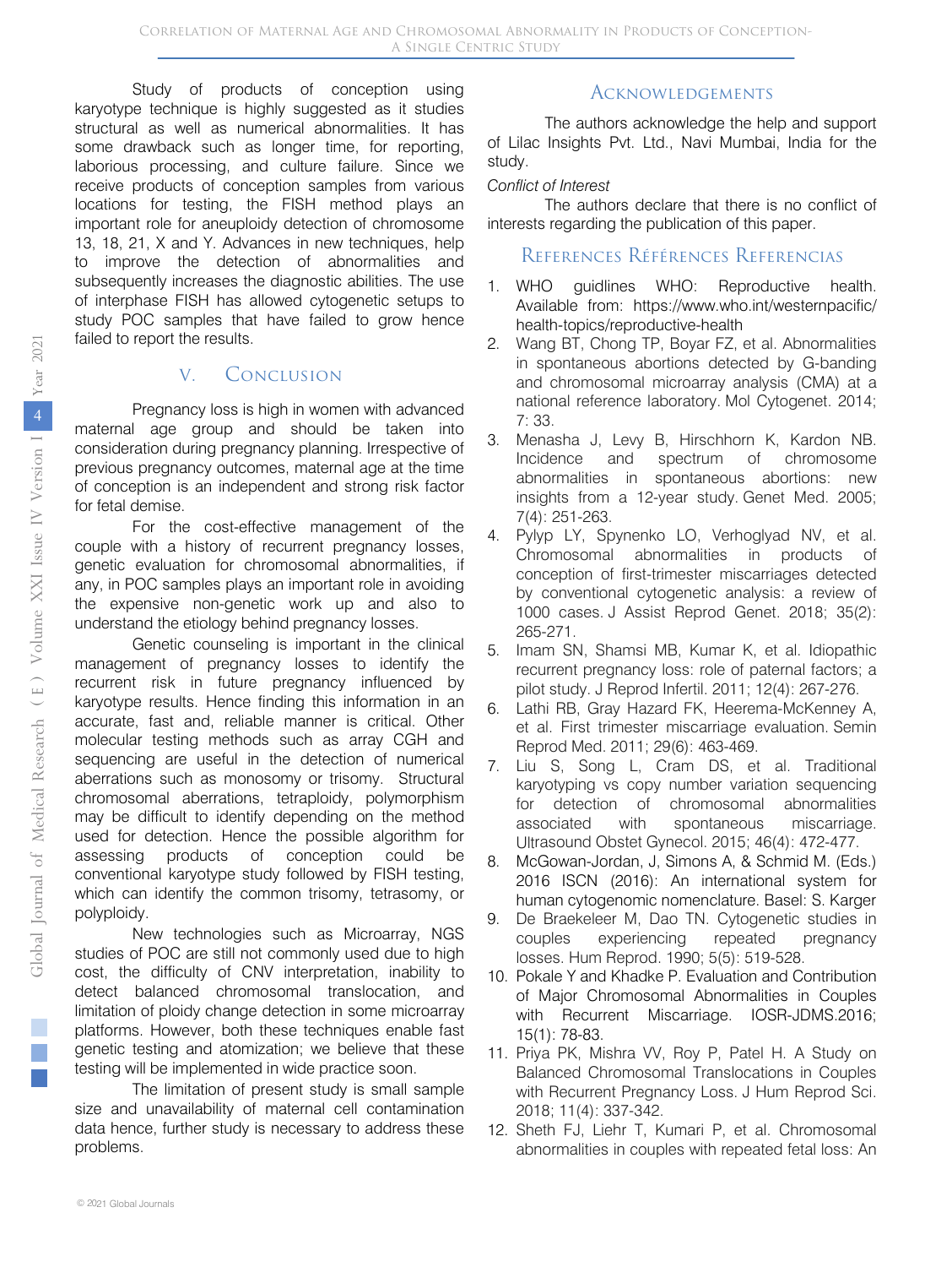Study of products of conception using karyotype technique is highly suggested as it studies structural as well as numerical abnormalities. It has some drawback such as longer time, for reporting, laborious processing, and culture failure. Since we receive products of conception samples from various locations for testing, the FISH method plays an important role for aneuploidy detection of chromosome 13, 18, 21, X and Y. Advances in new techniques, help to improve the detection of abnormalities and subsequently increases the diagnostic abilities. The use of interphase FISH has allowed cytogenetic setups to study POC samples that have failed to grow hence failed to report the results.

## V. Conclusion

Pregnancy loss is high in women with advanced maternal age group and should be taken into consideration during pregnancy planning. Irrespective of previous pregnancy outcomes, maternal age at the time of conception is an independent and strong risk factor for fetal demise.

For the cost-effective management of the couple with a history of recurrent pregnancy losses, genetic evaluation for chromosomal abnormalities, if any, in POC samples plays an important role in avoiding the expensive non-genetic work up and also to understand the etiology behind pregnancy losses.

Genetic counseling is important in the clinical management of pregnancy losses to identify the recurrent risk in future pregnancy influenced by karyotype results. Hence finding this information in an accurate, fast and, reliable manner is critical. Other molecular testing methods such as array CGH and sequencing are useful in the detection of numerical aberrations such as monosomy or trisomy. Structural chromosomal aberrations, tetraploidy, polymorphism may be difficult to identify depending on the method used for detection. Hence the possible algorithm for assessing products of conception could be conventional karyotype study followed by FISH testing, which can identify the common trisomy, tetrasomy, or polyploidy.

New technologies such as Microarray, NGS studies of POC are still not commonly used due to high cost, the difficulty of CNV interpretation, inability to detect balanced chromosomal translocation, and limitation of ploidy change detection in some microarray platforms. However, both these techniques enable fast genetic testing and atomization; we believe that these testing will be implemented in wide practice soon.

The limitation of present study is small sample size and unavailability of maternal cell contamination data hence, further study is necessary to address these problems.

## Acknowledgements

The authors acknowledge the help and support of Lilac Insights Pvt. Ltd., Navi Mumbai, India for the study.

*Conflict of Interest*

The authors declare that there is no conflict of interests regarding the publication of this paper.

## References Références Referencias

1. WHO guidlines WHO: Reproductive health. Available from: https://www.who.int/westernpacific/health-topics/reproductive-health
2. Wang BT, Chong TP, Boyar FZ, et al. Abnormalities in spontaneous abortions detected by G-banding and chromosomal microarray analysis (CMA) at a national reference laboratory. Mol Cytogenet. 2014; 7: 33.
3. Menasha J, Levy B, Hirschhorn K, Kardon NB. Incidence and spectrum of chromosome abnormalities in spontaneous abortions: new insights from a 12-year study. Genet Med. 2005; 7(4): 251-263.
4. Pylyp LY, Spynenko LO, Verhoglyad NV, et al. Chromosomal abnormalities in products of conception of first-trimester miscarriages detected by conventional cytogenetic analysis: a review of 1000 cases. J Assist Reprod Genet. 2018; 35(2): 265-271.
5. Imam SN, Shamsi MB, Kumar K, et al. Idiopathic recurrent pregnancy loss: role of paternal factors; a pilot study. J Reprod Infertil. 2011; 12(4): 267-276.
6. Lathi RB, Gray Hazard FK, Heerema-McKenney A, et al. First trimester miscarriage evaluation. Semin Reprod Med. 2011; 29(6): 463-469.
7. Liu S, Song L, Cram DS, et al. Traditional karyotyping vs copy number variation sequencing for detection of chromosomal abnormalities associated with spontaneous miscarriage. Ultrasound Obstet Gynecol. 2015; 46(4): 472-477.
8. McGowan-Jordan, J, Simons A, & Schmid M. (Eds.) 2016 ISCN (2016): An international system for human cytogenomic nomenclature. Basel: S. Karger
9. De Braekeleer M, Dao TN. Cytogenetic studies in couples experiencing repeated pregnancy losses. Hum Reprod. 1990; 5(5): 519-528.
10. Pokale Y and Khadke P. Evaluation and Contribution of Major Chromosomal Abnormalities in Couples with Recurrent Miscarriage. IOSR-JDMS.2016; 15(1): 78-83.
11. Priya PK, Mishra VV, Roy P, Patel H. A Study on Balanced Chromosomal Translocations in Couples with Recurrent Pregnancy Loss. J Hum Reprod Sci. 2018; 11(4): 337-342.
12. Sheth FJ, Liehr T, Kumari P, et al. Chromosomal abnormalities in couples with repeated fetal loss: An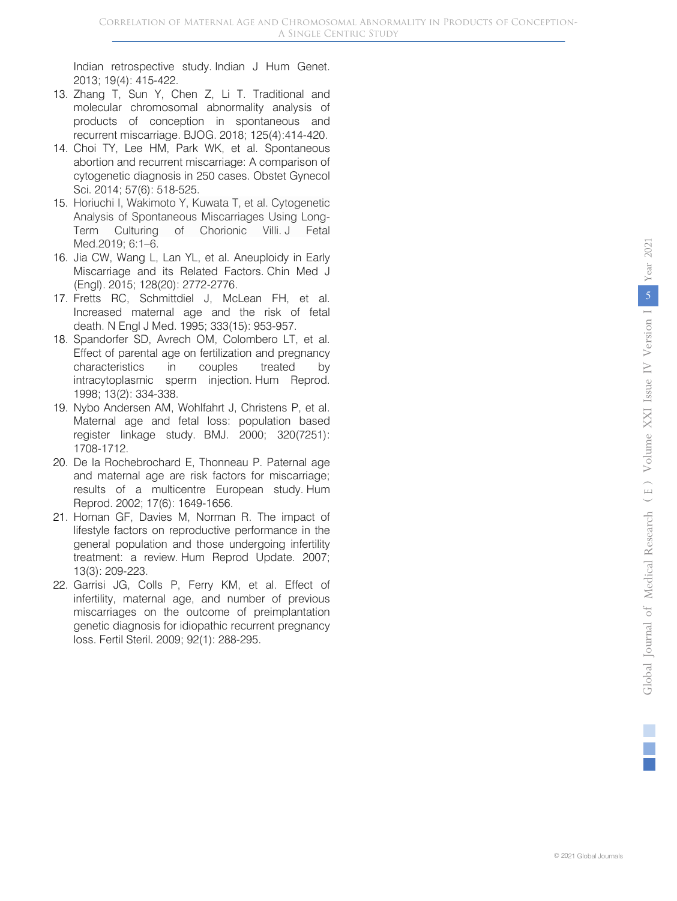Indian retrospective study. Indian J Hum Genet. 2013; 19(4): 415-422.

13. Zhang T, Sun Y, Chen Z, Li T. Traditional and molecular chromosomal abnormality analysis of products of conception in spontaneous and recurrent miscarriage. BJOG. 2018; 125(4):414-420.
14. Choi TY, Lee HM, Park WK, et al. Spontaneous abortion and recurrent miscarriage: A comparison of cytogenetic diagnosis in 250 cases. Obstet Gynecol Sci. 2014; 57(6): 518-525.
15. Horiuchi I, Wakimoto Y, Kuwata T, et al. Cytogenetic Analysis of Spontaneous Miscarriages Using Long-Term Culturing of Chorionic Villi. J Fetal Med.2019; 6:1–6.
16. Jia CW, Wang L, Lan YL, et al. Aneuploidy in Early Miscarriage and its Related Factors. Chin Med J (Engl). 2015; 128(20): 2772-2776.
17. Fretts RC, Schmittdiel J, McLean FH, et al. Increased maternal age and the risk of fetal death. N Engl J Med. 1995; 333(15): 953-957.
18. Spandorfer SD, Avrech OM, Colombero LT, et al. Effect of parental age on fertilization and pregnancy characteristics in couples treated by intracytoplasmic sperm injection. Hum Reprod. 1998; 13(2): 334-338.
19. Nybo Andersen AM, Wohlfahrt J, Christens P, et al. Maternal age and fetal loss: population based register linkage study. BMJ. 2000; 320(7251): 1708-1712.
20. De la Rochebrochard E, Thonneau P. Paternal age and maternal age are risk factors for miscarriage; results of a multicentre European study. Hum Reprod. 2002; 17(6): 1649-1656.
21. Homan GF, Davies M, Norman R. The impact of lifestyle factors on reproductive performance in the general population and those undergoing infertility treatment: a review. Hum Reprod Update. 2007; 13(3): 209-223.
22. Garrisi JG, Colls P, Ferry KM, et al. Effect of infertility, maternal age, and number of previous miscarriages on the outcome of preimplantation genetic diagnosis for idiopathic recurrent pregnancy loss. Fertil Steril. 2009; 92(1): 288-295.